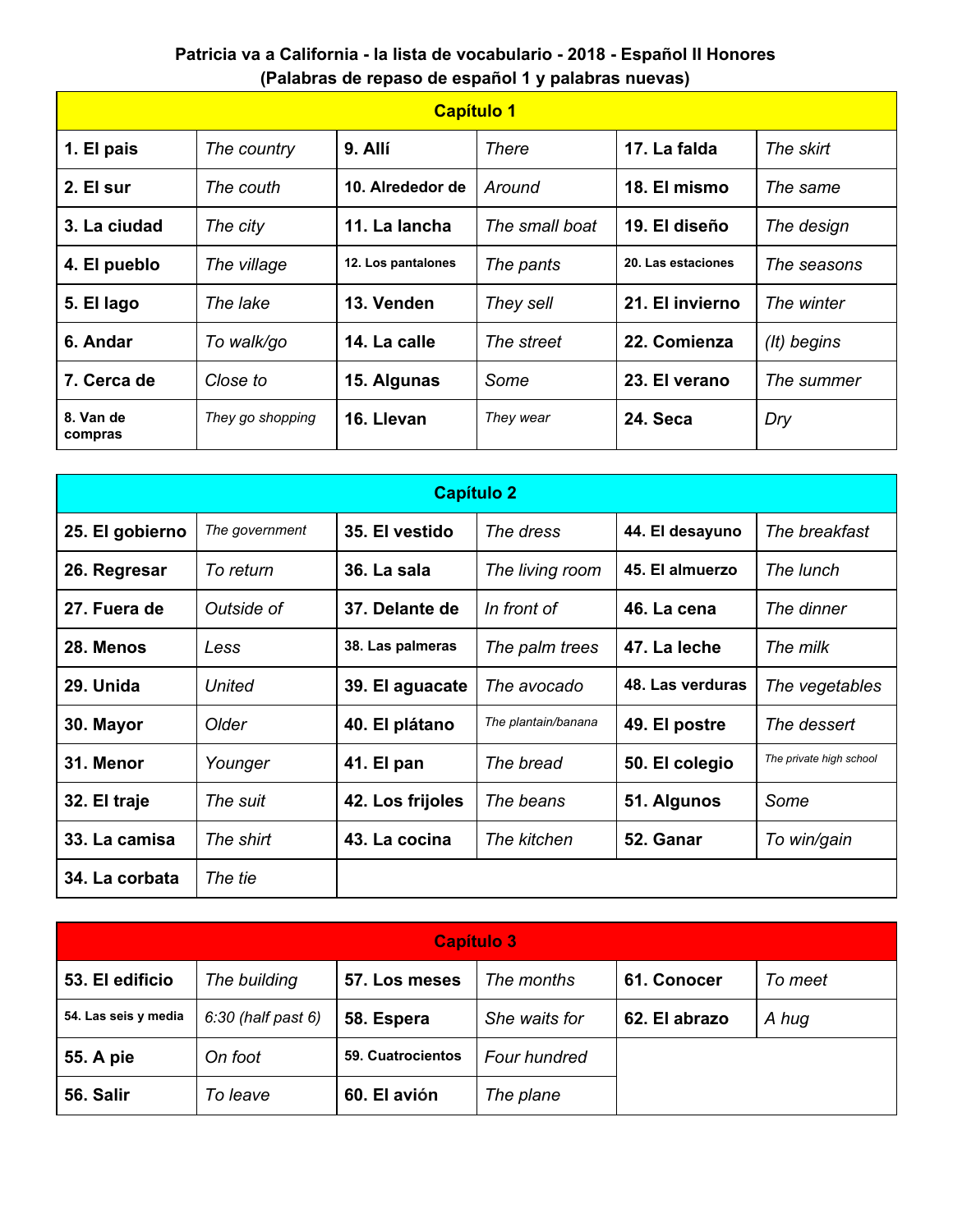**Patricia va a California - la lista de vocabulario - 2018 - Español II Honores**
**(Palabras de repaso de español 1 y palabras nuevas)**

| **Capítulo 1** | | | | | |
|---|---|---|---|---|---|
| **1. El pais** | *The country* | **9. Allí** | *There* | **17. La falda** | *The skirt* |
| **2. El sur** | *The couth* | **10. Alrededor de** | *Around* | **18. El mismo** | *The same* |
| **3. La ciudad** | *The city* | **11. La lancha** | *The small boat* | **19. El diseño** | *The design* |
| **4. El pueblo** | *The village* | **12. Los pantalones** | *The pants* | **20. Las estaciones** | *The seasons* |
| **5. El lago** | *The lake* | **13. Venden** | *They sell* | **21. El invierno** | *The winter* |
| **6. Andar** | *To walk/go* | **14. La calle** | *The street* | **22. Comienza** | *(It) begins* |
| **7. Cerca de** | *Close to* | **15. Algunas** | *Some* | **23. El verano** | *The summer* |
| **8. Van de compras** | *They go shopping* | **16. Llevan** | *They wear* | **24. Seca** | *Dry* |

| **Capítulo 2** | | | | | |
|---|---|---|---|---|---|
| **25. El gobierno** | *The government* | **35. El vestido** | *The dress* | **44. El desayuno** | *The breakfast* |
| **26. Regresar** | *To return* | **36. La sala** | *The living room* | **45. El almuerzo** | *The lunch* |
| **27. Fuera de** | *Outside of* | **37. Delante de** | *In front of* | **46. La cena** | *The dinner* |
| **28. Menos** | *Less* | **38. Las palmeras** | *The palm trees* | **47. La leche** | *The milk* |
| **29. Unida** | *United* | **39. El aguacate** | *The avocado* | **48. Las verduras** | *The vegetables* |
| **30. Mayor** | *Older* | **40. El plátano** | *The plantain/banana* | **49. El postre** | *The dessert* |
| **31. Menor** | *Younger* | **41. El pan** | *The bread* | **50. El colegio** | *The private high school* |
| **32. El traje** | *The suit* | **42. Los frijoles** | *The beans* | **51. Algunos** | *Some* |
| **33. La camisa** | *The shirt* | **43. La cocina** | *The kitchen* | **52. Ganar** | *To win/gain* |
| **34. La corbata** | *The tie* | | | | |

| **Capítulo 3** | | | | | |
|---|---|---|---|---|---|
| **53. El edificio** | *The building* | **57. Los meses** | *The months* | **61. Conocer** | *To meet* |
| **54. Las seis y media** | *6:30 (half past 6)* | **58. Espera** | *She waits for* | **62. El abrazo** | *A hug* |
| **55. A pie** | *On foot* | **59. Cuatrocientos** | *Four hundred* | | |
| **56. Salir** | *To leave* | **60. El avión** | *The plane* | | |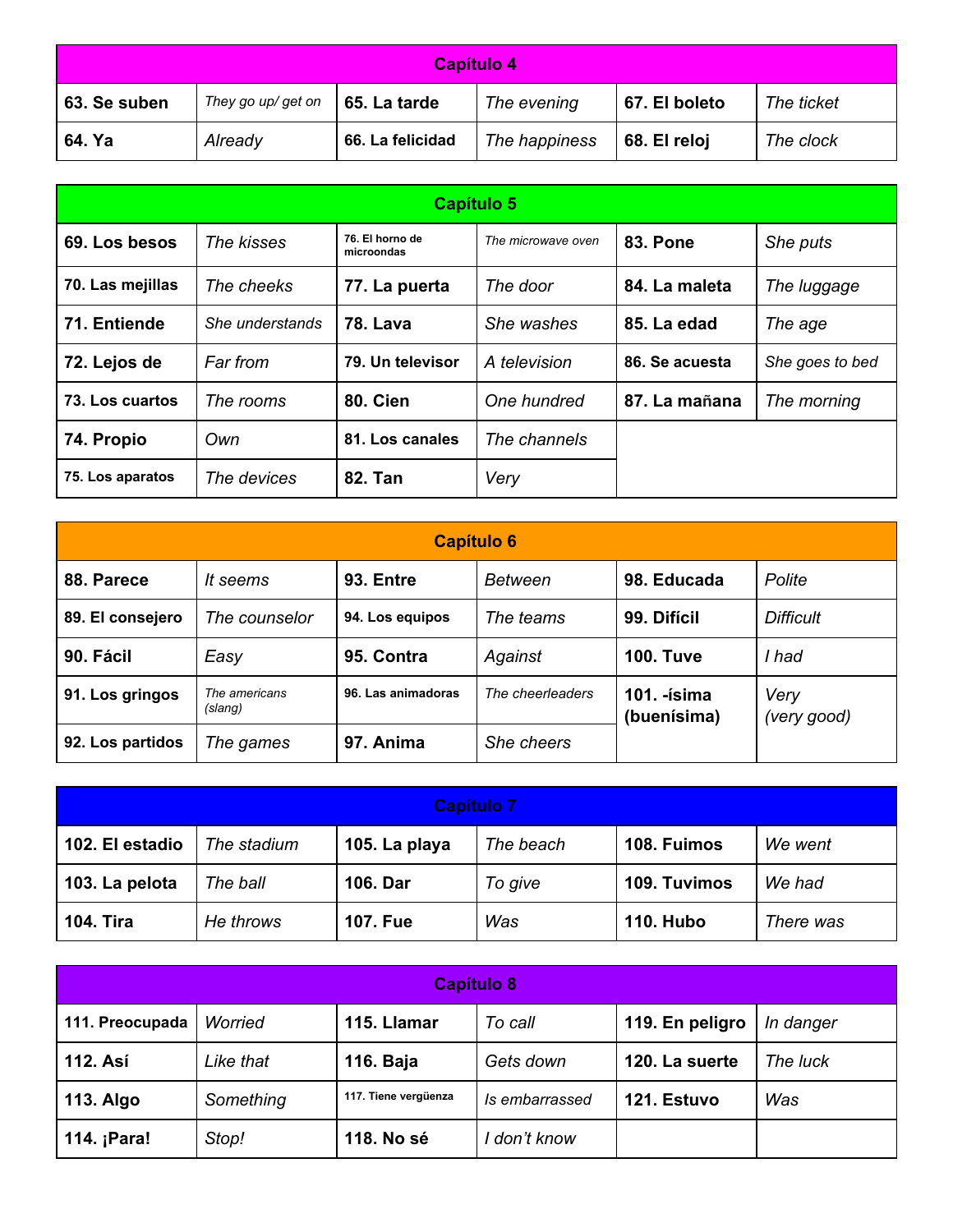| Capítulo 4 | | | | | |
|---|---|---|---|---|---|
| **63. Se suben** | *They go up/ get on* | **65. La tarde** | *The evening* | **67. El boleto** | *The ticket* |
| **64. Ya** | *Already* | **66. La felicidad** | *The happiness* | **68. El reloj** | *The clock* |

| Capítulo 5 | | | | | |
|---|---|---|---|---|---|
| **69. Los besos** | *The kisses* | **76. El horno de microondas** | *The microwave oven* | **83. Pone** | *She puts* |
| **70. Las mejillas** | *The cheeks* | **77. La puerta** | *The door* | **84. La maleta** | *The luggage* |
| **71. Entiende** | *She understands* | **78. Lava** | *She washes* | **85. La edad** | *The age* |
| **72. Lejos de** | *Far from* | **79. Un televisor** | *A television* | **86. Se acuesta** | *She goes to bed* |
| **73. Los cuartos** | *The rooms* | **80. Cien** | *One hundred* | **87. La mañana** | *The morning* |
| **74. Propio** | *Own* | **81. Los canales** | *The channels* | | |
| **75. Los aparatos** | *The devices* | **82. Tan** | *Very* | | |

| Capítulo 6 | | | | | |
|---|---|---|---|---|---|
| **88. Parece** | *It seems* | **93. Entre** | *Between* | **98. Educada** | *Polite* |
| **89. El consejero** | *The counselor* | **94. Los equipos** | *The teams* | **99. Difícil** | *Difficult* |
| **90. Fácil** | *Easy* | **95. Contra** | *Against* | **100. Tuve** | *I had* |
| **91. Los gringos** | *The americans (slang)* | **96. Las animadoras** | *The cheerleaders* | **101. -ísima (buenísima)** | *Very (very good)* |
| **92. Los partidos** | *The games* | **97. Anima** | *She cheers* | | |

| Capítulo 7 | | | | | |
|---|---|---|---|---|---|
| **102. El estadio** | *The stadium* | **105. La playa** | *The beach* | **108. Fuimos** | *We went* |
| **103. La pelota** | *The ball* | **106. Dar** | *To give* | **109. Tuvimos** | *We had* |
| **104. Tira** | *He throws* | **107. Fue** | *Was* | **110. Hubo** | *There was* |

| Capítulo 8 | | | | | |
|---|---|---|---|---|---|
| **111. Preocupada** | *Worried* | **115. Llamar** | *To call* | **119. En peligro** | *In danger* |
| **112. Así** | *Like that* | **116. Baja** | *Gets down* | **120. La suerte** | *The luck* |
| **113. Algo** | *Something* | **117. Tiene vergüenza** | *Is embarrassed* | **121. Estuvo** | *Was* |
| **114. ¡Para!** | *Stop!* | **118. No sé** | *I don't know* | | |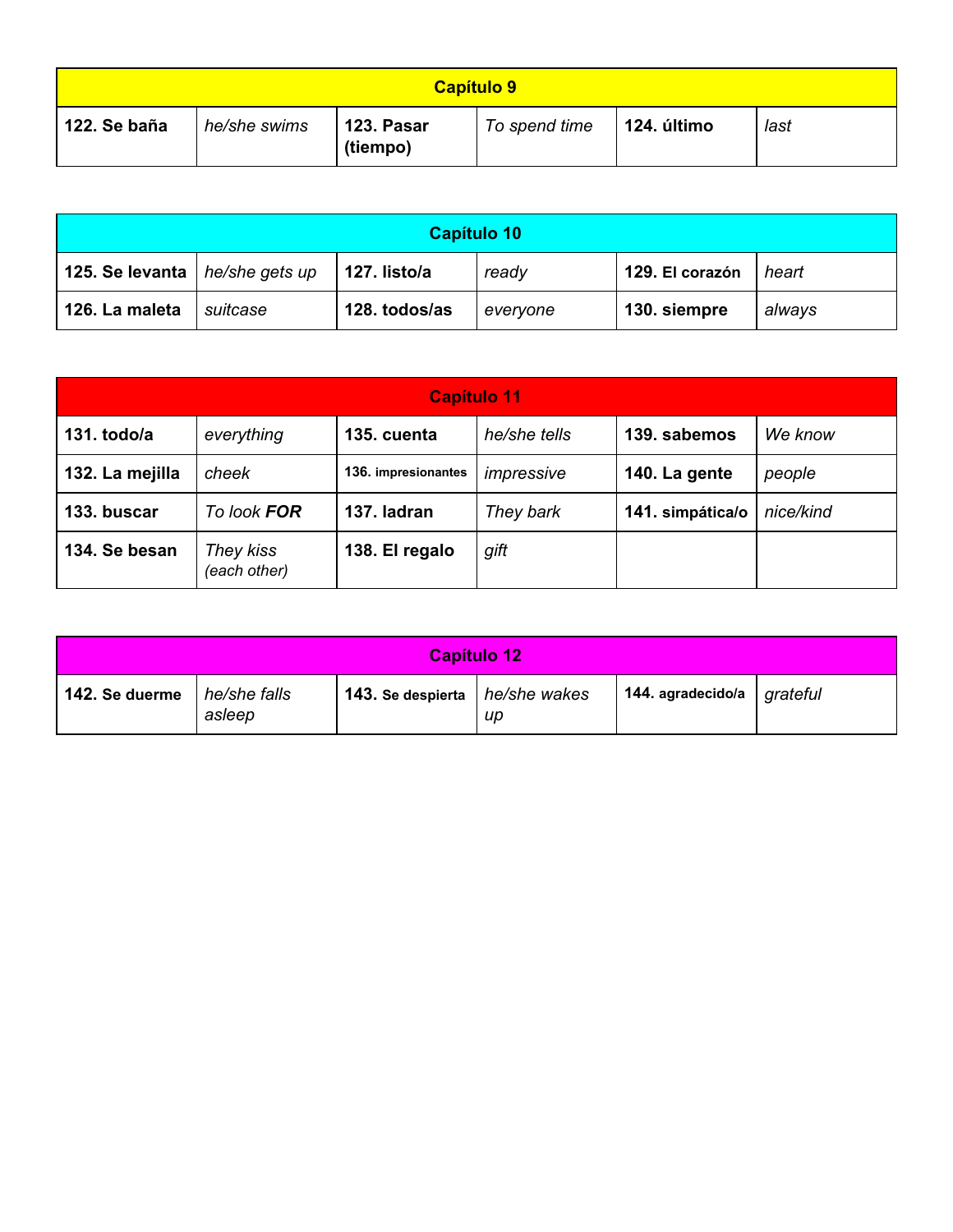| Capítulo 9 | | | | | |
|---|---|---|---|---|---|
| **122. Se baña** | *he/she swims* | **123. Pasar (tiempo)** | *To spend time* | **124. último** | *last* |

| Capítulo 10 | | | | | |
|---|---|---|---|---|---|
| **125. Se levanta** | *he/she gets up* | **127. listo/a** | *ready* | **129. El corazón** | *heart* |
| **126. La maleta** | *suitcase* | **128. todos/as** | *everyone* | **130. siempre** | *always* |

| Capítulo 11 | | | | | |
|---|---|---|---|---|---|
| **131. todo/a** | *everything* | **135. cuenta** | *he/she tells* | **139. sabemos** | *We know* |
| **132. La mejilla** | *cheek* | **136. impresionantes** | *impressive* | **140. La gente** | *people* |
| **133. buscar** | *To look **FOR*** | **137. ladran** | *They bark* | **141. simpática/o** | *nice/kind* |
| **134. Se besan** | *They kiss (each other)* | **138. El regalo** | *gift* | | |

| Capítulo 12 | | | | | |
|---|---|---|---|---|---|
| **142. Se duerme** | *he/she falls asleep* | **143. Se despierta** | *he/she wakes up* | **144. agradecido/a** | *grateful* |